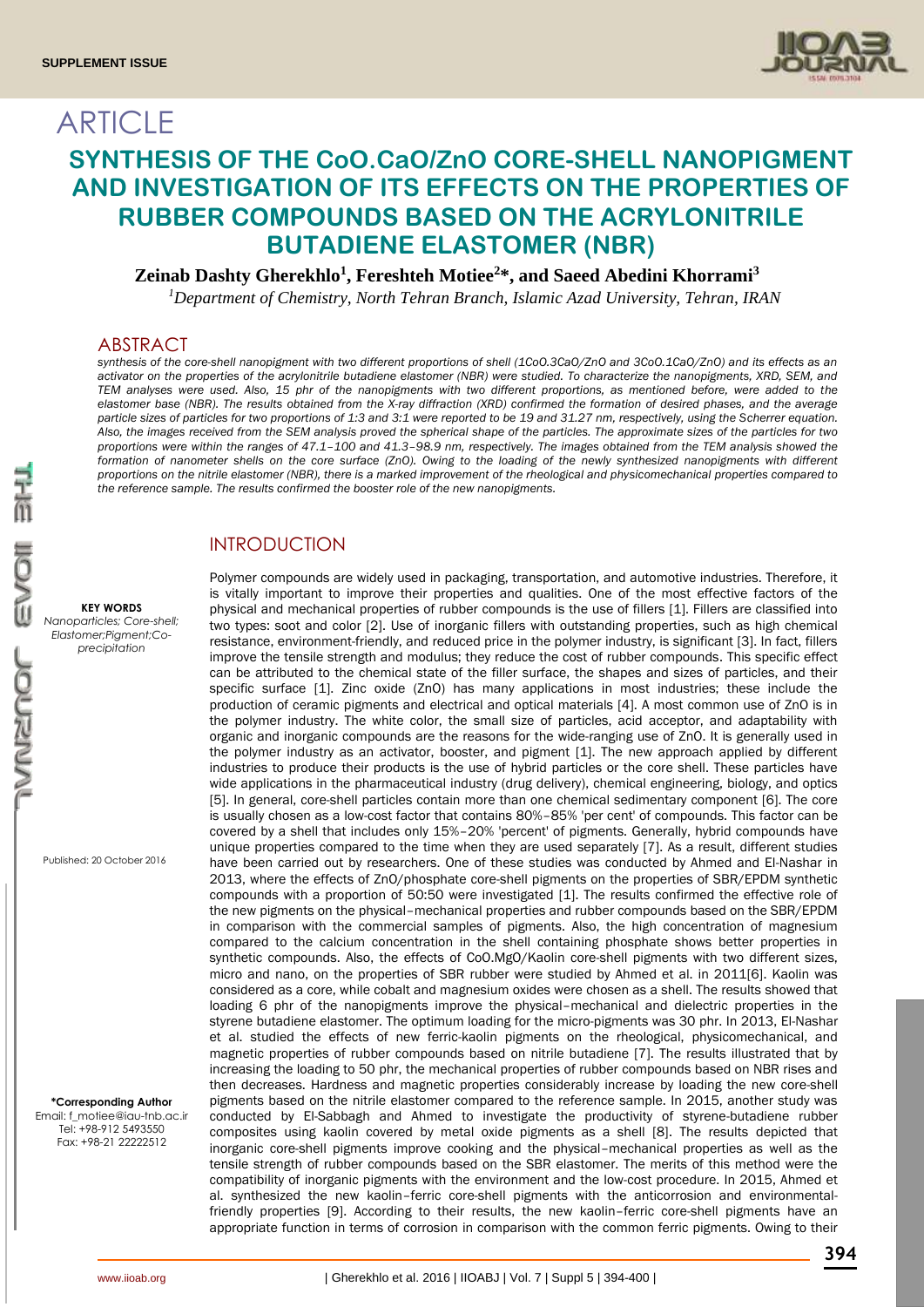# ARTICLE

# SYNTHESIS OF THE CoO.CaO/ZnO CORE-SHELL NANOPIGMENT AND INVESTIGATION OF ITS EFFECTS ON THE PROPERTIES OF RUBBER COMPOUNDS BASED ON THE ACRYLONITRILE BUTADIENE ELASTOMER (NBR)

**Zeinab Dashty Gherekhlo[1], Fereshteh Motiee[2]*, and Saeed Abedini Khorrami[3]**

*[1]Department of Chemistry, North Tehran Branch, Islamic Azad University, Tehran, IRAN*

## ABSTRACT

*synthesis of the core-shell nanopigment with two different proportions of shell (1CoO.3CaO/ZnO and 3CoO.1CaO/ZnO) and its effects as an activator on the properties of the acrylonitrile butadiene elastomer (NBR) were studied. To characterize the nanopigments, XRD, SEM, and TEM analyses were used. Also, 15 phr of the nanopigments with two different proportions, as mentioned before, were added to the elastomer base (NBR). The results obtained from the X-ray diffraction (XRD) confirmed the formation of desired phases, and the average particle sizes of particles for two proportions of 1:3 and 3:1 were reported to be 19 and 31.27 nm, respectively, using the Scherrer equation. Also, the images received from the SEM analysis proved the spherical shape of the particles. The approximate sizes of the particles for two proportions were within the ranges of 47.1–100 and 41.3–98.9 nm, respectively. The images obtained from the TEM analysis showed the formation of nanometer shells on the core surface (ZnO). Owing to the loading of the newly synthesized nanopigments with different proportions on the nitrile elastomer (NBR), there is a marked improvement of the rheological and physicomechanical properties compared to the reference sample. The results confirmed the booster role of the new nanopigments.*

**KEY WORDS**
*Nanoparticles; Core-shell; Elastomer;Pigment;Co-precipitation*

Published: 20 October 2016

**\*Corresponding Author**
Email: f_motiee@iau-tnb.ac.ir
Tel: +98-912 5493550
Fax: +98-21 22222512

## INTRODUCTION

Polymer compounds are widely used in packaging, transportation, and automotive industries. Therefore, it is vitally important to improve their properties and qualities. One of the most effective factors of the physical and mechanical properties of rubber compounds is the use of fillers [1]. Fillers are classified into two types: soot and color [2]. Use of inorganic fillers with outstanding properties, such as high chemical resistance, environment-friendly, and reduced price in the polymer industry, is significant [3]. In fact, fillers improve the tensile strength and modulus; they reduce the cost of rubber compounds. This specific effect can be attributed to the chemical state of the filler surface, the shapes and sizes of particles, and their specific surface [1]. Zinc oxide (ZnO) has many applications in most industries; these include the production of ceramic pigments and electrical and optical materials [4]. A most common use of ZnO is in the polymer industry. The white color, the small size of particles, acid acceptor, and adaptability with organic and inorganic compounds are the reasons for the wide-ranging use of ZnO. It is generally used in the polymer industry as an activator, booster, and pigment [1]. The new approach applied by different industries to produce their products is the use of hybrid particles or the core shell. These particles have wide applications in the pharmaceutical industry (drug delivery), chemical engineering, biology, and optics [5]. In general, core-shell particles contain more than one chemical sedimentary component [6]. The core is usually chosen as a low-cost factor that contains 80%–85% 'per cent' of compounds. This factor can be covered by a shell that includes only 15%–20% 'percent' of pigments. Generally, hybrid compounds have unique properties compared to the time when they are used separately [7]. As a result, different studies have been carried out by researchers. One of these studies was conducted by Ahmed and El-Nashar in 2013, where the effects of ZnO/phosphate core-shell pigments on the properties of SBR/EPDM synthetic compounds with a proportion of 50:50 were investigated [1]. The results confirmed the effective role of the new pigments on the physical–mechanical properties and rubber compounds based on the SBR/EPDM in comparison with the commercial samples of pigments. Also, the high concentration of magnesium compared to the calcium concentration in the shell containing phosphate shows better properties in synthetic compounds. Also, the effects of CoO.MgO/Kaolin core-shell pigments with two different sizes, micro and nano, on the properties of SBR rubber were studied by Ahmed et al. in 2011[6]. Kaolin was considered as a core, while cobalt and magnesium oxides were chosen as a shell. The results showed that loading 6 phr of the nanopigments improve the physical–mechanical and dielectric properties in the styrene butadiene elastomer. The optimum loading for the micro-pigments was 30 phr. In 2013, El-Nashar et al. studied the effects of new ferric-kaolin pigments on the rheological, physicomechanical, and magnetic properties of rubber compounds based on nitrile butadiene [7]. The results illustrated that by increasing the loading to 50 phr, the mechanical properties of rubber compounds based on NBR rises and then decreases. Hardness and magnetic properties considerably increase by loading the new core-shell pigments based on the nitrile elastomer compared to the reference sample. In 2015, another study was conducted by El-Sabbagh and Ahmed to investigate the productivity of styrene-butadiene rubber composites using kaolin covered by metal oxide pigments as a shell [8]. The results depicted that inorganic core-shell pigments improve cooking and the physical–mechanical properties as well as the tensile strength of rubber compounds based on the SBR elastomer. The merits of this method were the compatibility of inorganic pigments with the environment and the low-cost procedure. In 2015, Ahmed et al. synthesized the new kaolin–ferric core-shell pigments with the anticorrosion and environmental-friendly properties [9]. According to their results, the new kaolin–ferric core-shell pigments have an appropriate function in terms of corrosion in comparison with the common ferric pigments. Owing to their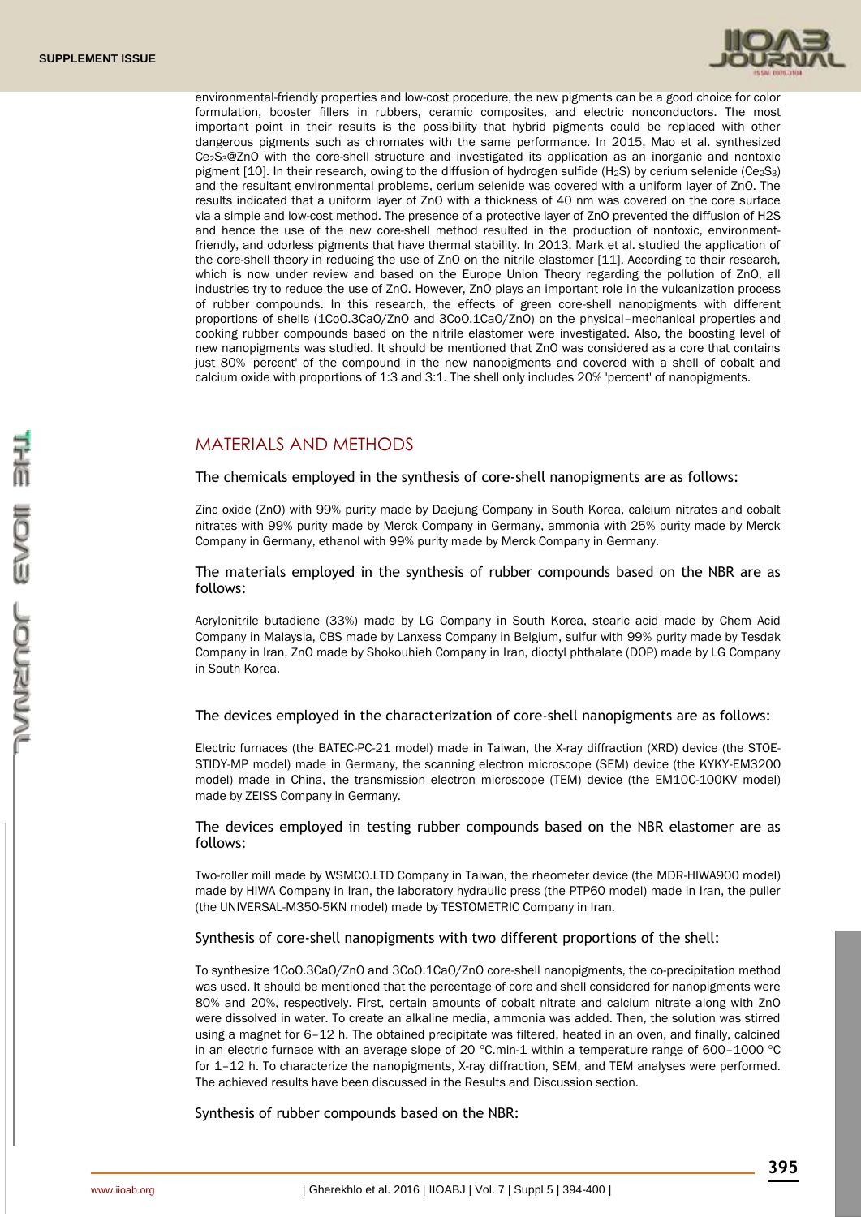environmental-friendly properties and low-cost procedure, the new pigments can be a good choice for color formulation, booster fillers in rubbers, ceramic composites, and electric nonconductors. The most important point in their results is the possibility that hybrid pigments could be replaced with other dangerous pigments such as chromates with the same performance. In 2015, Mao et al. synthesized $Ce_2S_3$@ZnO with the core-shell structure and investigated its application as an inorganic and nontoxic pigment [10]. In their research, owing to the diffusion of hydrogen sulfide ($H_2S$) by cerium selenide ($Ce_2S_3$) and the resultant environmental problems, cerium selenide was covered with a uniform layer of ZnO. The results indicated that a uniform layer of ZnO with a thickness of 40 nm was covered on the core surface via a simple and low-cost method. The presence of a protective layer of ZnO prevented the diffusion of H2S and hence the use of the new core-shell method resulted in the production of nontoxic, environment-friendly, and odorless pigments that have thermal stability. In 2013, Mark et al. studied the application of the core-shell theory in reducing the use of ZnO on the nitrile elastomer [11]. According to their research, which is now under review and based on the Europe Union Theory regarding the pollution of ZnO, all industries try to reduce the use of ZnO. However, ZnO plays an important role in the vulcanization process of rubber compounds. In this research, the effects of green core-shell nanopigments with different proportions of shells (1CoO.3CaO/ZnO and 3CoO.1CaO/ZnO) on the physical–mechanical properties and cooking rubber compounds based on the nitrile elastomer were investigated. Also, the boosting level of new nanopigments was studied. It should be mentioned that ZnO was considered as a core that contains just 80% 'percent' of the compound in the new nanopigments and covered with a shell of cobalt and calcium oxide with proportions of 1:3 and 3:1. The shell only includes 20% 'percent' of nanopigments.

## MATERIALS AND METHODS

### The chemicals employed in the synthesis of core-shell nanopigments are as follows:

Zinc oxide (ZnO) with 99% purity made by Daejung Company in South Korea, calcium nitrates and cobalt nitrates with 99% purity made by Merck Company in Germany, ammonia with 25% purity made by Merck Company in Germany, ethanol with 99% purity made by Merck Company in Germany.

### The materials employed in the synthesis of rubber compounds based on the NBR are as follows:

Acrylonitrile butadiene (33%) made by LG Company in South Korea, stearic acid made by Chem Acid Company in Malaysia, CBS made by Lanxess Company in Belgium, sulfur with 99% purity made by Tesdak Company in Iran, ZnO made by Shokouhieh Company in Iran, dioctyl phthalate (DOP) made by LG Company in South Korea.

### The devices employed in the characterization of core-shell nanopigments are as follows:

Electric furnaces (the BATEC-PC-21 model) made in Taiwan, the X-ray diffraction (XRD) device (the STOE-STIDY-MP model) made in Germany, the scanning electron microscope (SEM) device (the KYKY-EM3200 model) made in China, the transmission electron microscope (TEM) device (the EM10C-100KV model) made by ZEISS Company in Germany.

### The devices employed in testing rubber compounds based on the NBR elastomer are as follows:

Two-roller mill made by WSMCO.LTD Company in Taiwan, the rheometer device (the MDR-HIWA900 model) made by HIWA Company in Iran, the laboratory hydraulic press (the PTP60 model) made in Iran, the puller (the UNIVERSAL-M350-5KN model) made by TESTOMETRIC Company in Iran.

### Synthesis of core-shell nanopigments with two different proportions of the shell:

To synthesize 1CoO.3CaO/ZnO and 3CoO.1CaO/ZnO core-shell nanopigments, the co-precipitation method was used. It should be mentioned that the percentage of core and shell considered for nanopigments were 80% and 20%, respectively. First, certain amounts of cobalt nitrate and calcium nitrate along with ZnO were dissolved in water. To create an alkaline media, ammonia was added. Then, the solution was stirred using a magnet for 6–12 h. The obtained precipitate was filtered, heated in an oven, and finally, calcined in an electric furnace with an average slope of 20 °C.min-1 within a temperature range of 600–1000 °C for 1–12 h. To characterize the nanopigments, X-ray diffraction, SEM, and TEM analyses were performed. The achieved results have been discussed in the Results and Discussion section.

### Synthesis of rubber compounds based on the NBR: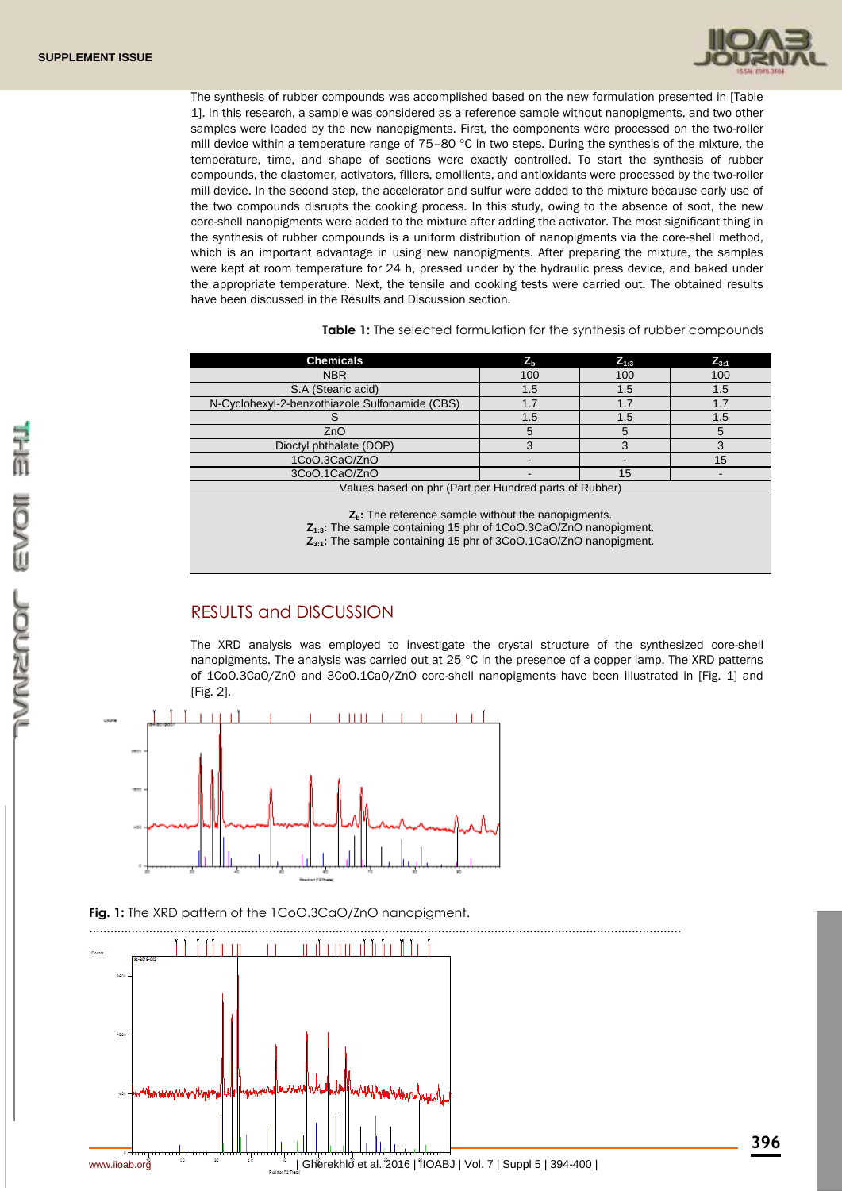The synthesis of rubber compounds was accomplished based on the new formulation presented in [Table 1]. In this research, a sample was considered as a reference sample without nanopigments, and two other samples were loaded by the new nanopigments. First, the components were processed on the two-roller mill device within a temperature range of 75–80 °C in two steps. During the synthesis of the mixture, the temperature, time, and shape of sections were exactly controlled. To start the synthesis of rubber compounds, the elastomer, activators, fillers, emollients, and antioxidants were processed by the two-roller mill device. In the second step, the accelerator and sulfur were added to the mixture because early use of the two compounds disrupts the cooking process. In this study, owing to the absence of soot, the new core-shell nanopigments were added to the mixture after adding the activator. The most significant thing in the synthesis of rubber compounds is a uniform distribution of nanopigments via the core-shell method, which is an important advantage in using new nanopigments. After preparing the mixture, the samples were kept at room temperature for 24 h, pressed under by the hydraulic press device, and baked under the appropriate temperature. Next, the tensile and cooking tests were carried out. The obtained results have been discussed in the Results and Discussion section.

**Table 1:** The selected formulation for the synthesis of rubber compounds

| Chemicals | $Z_b$ | $Z_{1:3}$ | $Z_{3:1}$ |
|---|---|---|---|
| NBR | 100 | 100 | 100 |
| S.A (Stearic acid) | 1.5 | 1.5 | 1.5 |
| N-Cyclohexyl-2-benzothiazole Sulfonamide (CBS) | 1.7 | 1.7 | 1.7 |
| S | 1.5 | 1.5 | 1.5 |
| ZnO | 5 | 5 | 5 |
| Dioctyl phthalate (DOP) | 3 | 3 | 3 |
| 1CoO.3CaO/ZnO | - | - | 15 |
| 3CoO.1CaO/ZnO | - | 15 | - |
| Values based on phr (Part per Hundred parts of Rubber) | | | |

**$Z_b$:** The reference sample without the nanopigments.
**$Z_{1:3}$:** The sample containing 15 phr of 1CoO.3CaO/ZnO nanopigment.
**$Z_{3:1}$:** The sample containing 15 phr of 3CoO.1CaO/ZnO nanopigment.

## RESULTS and DISCUSSION

The XRD analysis was employed to investigate the crystal structure of the synthesized core-shell nanopigments. The analysis was carried out at 25 °C in the presence of a copper lamp. The XRD patterns of 1CoO.3CaO/ZnO and 3CoO.1CaO/ZnO core-shell nanopigments have been illustrated in [Fig. 1] and [Fig. 2].

**Fig. 1:** The XRD pattern of the 1CoO.3CaO/ZnO nanopigment.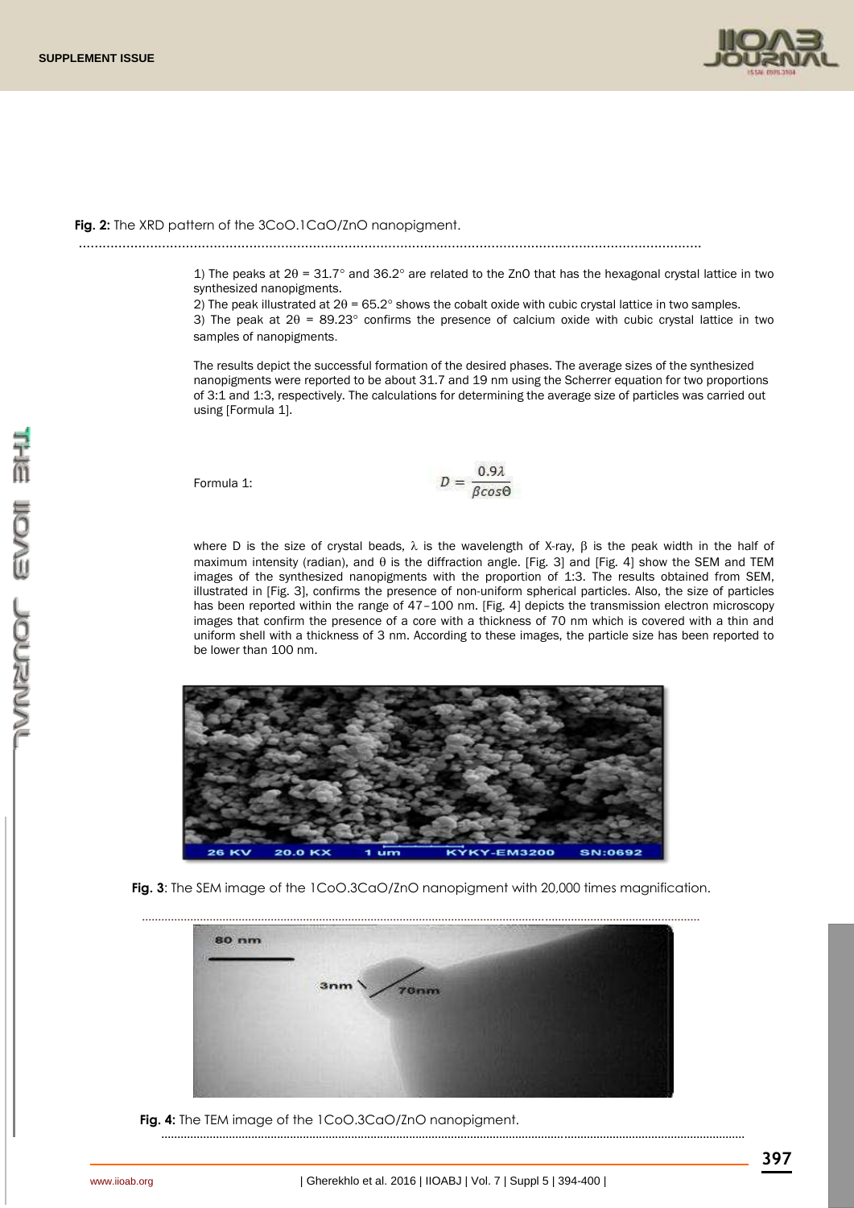**Fig. 2**: The XRD pattern of the 3CoO.1CaO/ZnO nanopigment.

1) The peaks at $2\theta = 31.7°$ and $36.2°$ are related to the ZnO that has the hexagonal crystal lattice in two synthesized nanopigments.
2) The peak illustrated at $2\theta = 65.2°$ shows the cobalt oxide with cubic crystal lattice in two samples.
3) The peak at $2\theta = 89.23°$ confirms the presence of calcium oxide with cubic crystal lattice in two samples of nanopigments.

The results depict the successful formation of the desired phases. The average sizes of the synthesized nanopigments were reported to be about 31.7 and 19 nm using the Scherrer equation for two proportions of 3:1 and 1:3, respectively. The calculations for determining the average size of particles was carried out using [Formula 1].

Formula 1:

$$D = \frac{0.9\lambda}{\beta cos\Theta}$$

where D is the size of crystal beads, $\lambda$ is the wavelength of X-ray, $\beta$ is the peak width in the half of maximum intensity (radian), and $\theta$ is the diffraction angle. [Fig. 3] and [Fig. 4] show the SEM and TEM images of the synthesized nanopigments with the proportion of 1:3. The results obtained from SEM, illustrated in [Fig. 3], confirms the presence of non-uniform spherical particles. Also, the size of particles has been reported within the range of 47–100 nm. [Fig. 4] depicts the transmission electron microscopy images that confirm the presence of a core with a thickness of 70 nm which is covered with a thin and uniform shell with a thickness of 3 nm. According to these images, the particle size has been reported to be lower than 100 nm.

**Fig. 3**: The SEM image of the 1CoO.3CaO/ZnO nanopigment with 20,000 times magnification.

**Fig. 4:** The TEM image of the 1CoO.3CaO/ZnO nanopigment.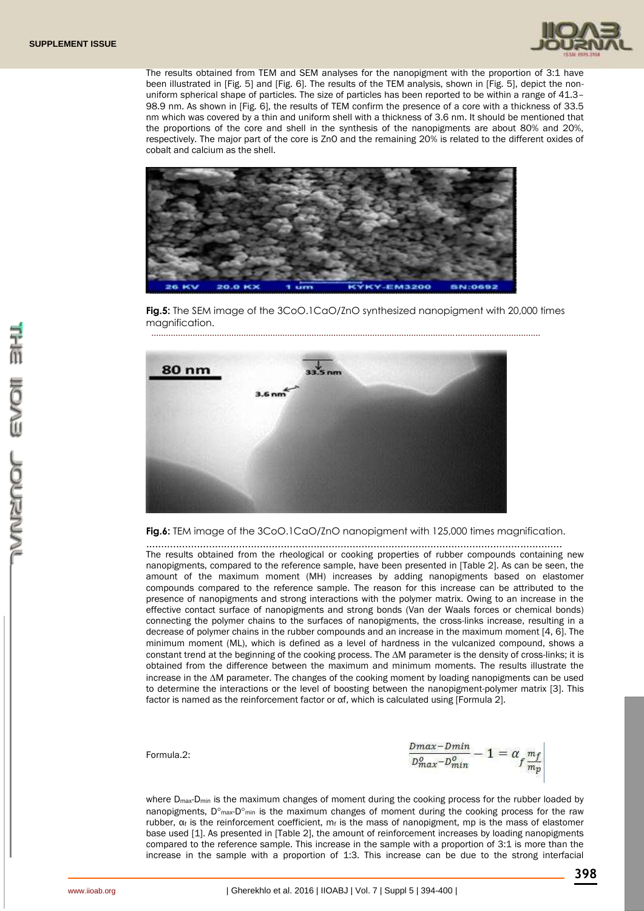The results obtained from TEM and SEM analyses for the nanopigment with the proportion of 3:1 have been illustrated in [Fig. 5] and [Fig. 6]. The results of the TEM analysis, shown in [Fig. 5], depict the non-uniform spherical shape of particles. The size of particles has been reported to be within a range of 41.3–98.9 nm. As shown in [Fig. 6], the results of TEM confirm the presence of a core with a thickness of 33.5 nm which was covered by a thin and uniform shell with a thickness of 3.6 nm. It should be mentioned that the proportions of the core and shell in the synthesis of the nanopigments are about 80% and 20%, respectively. The major part of the core is ZnO and the remaining 20% is related to the different oxides of cobalt and calcium as the shell.

**Fig.5:** The SEM image of the 3CoO.1CaO/ZnO synthesized nanopigment with 20,000 times magnification.

**Fig.6:** TEM image of the 3CoO.1CaO/ZnO nanopigment with 125,000 times magnification.

The results obtained from the rheological or cooking properties of rubber compounds containing new nanopigments, compared to the reference sample, have been presented in [Table 2]. As can be seen, the amount of the maximum moment (MH) increases by adding nanopigments based on elastomer compounds compared to the reference sample. The reason for this increase can be attributed to the presence of nanopigments and strong interactions with the polymer matrix. Owing to an increase in the effective contact surface of nanopigments and strong bonds (Van der Waals forces or chemical bonds) connecting the polymer chains to the surfaces of nanopigments, the cross-links increase, resulting in a decrease of polymer chains in the rubber compounds and an increase in the maximum moment [4, 6]. The minimum moment (ML), which is defined as a level of hardness in the vulcanized compound, shows a constant trend at the beginning of the cooking process. The ΔM parameter is the density of cross-links; it is obtained from the difference between the maximum and minimum moments. The results illustrate the increase in the ΔM parameter. The changes of the cooking moment by loading nanopigments can be used to determine the interactions or the level of boosting between the nanopigment-polymer matrix [3]. This factor is named as the reinforcement factor or αf, which is calculated using [Formula 2].

Formula.2:

$$\frac{Dmax - Dmin}{D^{o}_{max} - D^{o}_{min}} - 1 = \alpha_f \frac{m_f}{m_p}$$

where $D_{max}$-$D_{min}$ is the maximum changes of moment during the cooking process for the rubber loaded by nanopigments, $D^{o}_{max}$-$D^{o}_{min}$ is the maximum changes of moment during the cooking process for the raw rubber, $\alpha_f$ is the reinforcement coefficient, $m_f$ is the mass of nanopigment, mp is the mass of elastomer base used [1]. As presented in [Table 2], the amount of reinforcement increases by loading nanopigments compared to the reference sample. This increase in the sample with a proportion of 3:1 is more than the increase in the sample with a proportion of 1:3. This increase can be due to the strong interfacial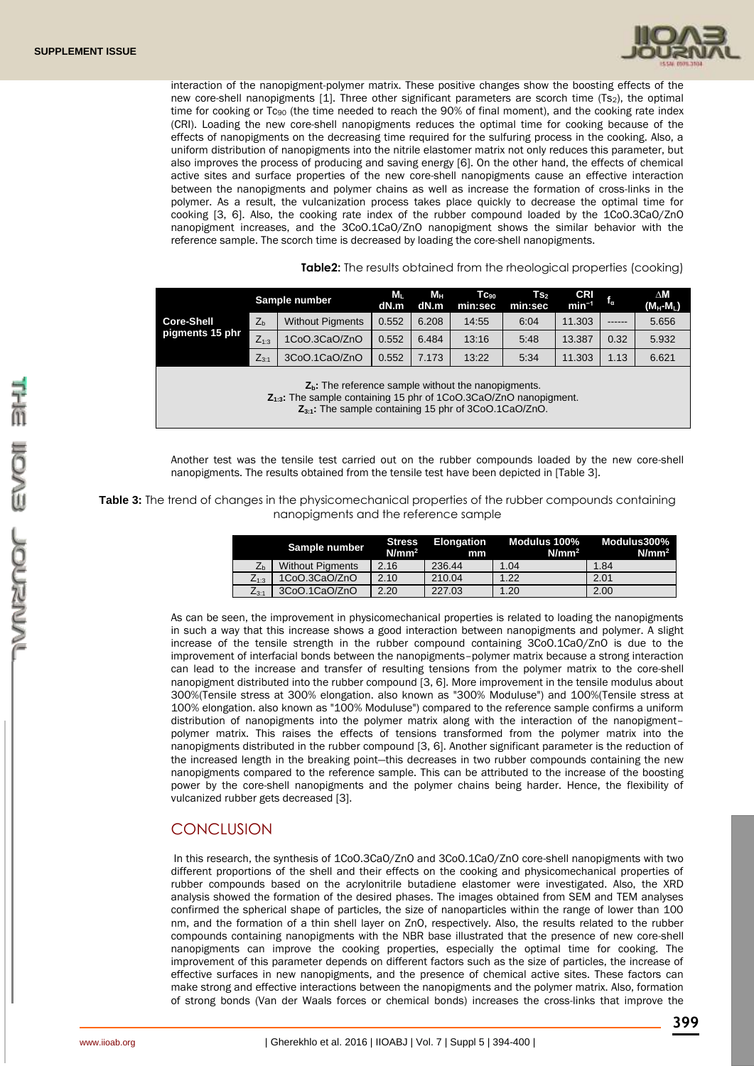interaction of the nanopigment-polymer matrix. These positive changes show the boosting effects of the new core-shell nanopigments [1]. Three other significant parameters are scorch time ($Ts_2$), the optimal time for cooking or $Tc_{90}$ (the time needed to reach the 90% of final moment), and the cooking rate index (CRI). Loading the new core-shell nanopigments reduces the optimal time for cooking because of the effects of nanopigments on the decreasing time required for the sulfuring process in the cooking. Also, a uniform distribution of nanopigments into the nitrile elastomer matrix not only reduces this parameter, but also improves the process of producing and saving energy [6]. On the other hand, the effects of chemical active sites and surface properties of the new core-shell nanopigments cause an effective interaction between the nanopigments and polymer chains as well as increase the formation of cross-links in the polymer. As a result, the vulcanization process takes place quickly to decrease the optimal time for cooking [3, 6]. Also, the cooking rate index of the rubber compound loaded by the 1CoO.3CaO/ZnO nanopigment increases, and the 3CoO.1CaO/ZnO nanopigment shows the similar behavior with the reference sample. The scorch time is decreased by loading the core-shell nanopigments.

**Table2:** The results obtained from the rheological properties (cooking)

| | Sample number | | $M_L$ dN.m | $M_H$ dN.m | $Tc_{90}$ min:sec | $Ts_2$ min:sec | CRI $min^{-1}$ | $f_\alpha$ | ΔM ($M_H$-$M_L$) |
|---|---|---|---|---|---|---|---|---|---|
| Core-Shell pigments 15 phr | $Z_b$ | Without Pigments | 0.552 | 6.208 | 14:55 | 6:04 | 11.303 | ------ | 5.656 |
| | $Z_{1:3}$ | 1CoO.3CaO/ZnO | 0.552 | 6.484 | 13:16 | 5:48 | 13.387 | 0.32 | 5.932 |
| | $Z_{3:1}$ | 3CoO.1CaO/ZnO | 0.552 | 7.173 | 13:22 | 5:34 | 11.303 | 1.13 | 6.621 |

**$Z_b$:** The reference sample without the nanopigments.
**$Z_{1:3}$:** The sample containing 15 phr of 1CoO.3CaO/ZnO nanopigment.
**$Z_{3:1}$:** The sample containing 15 phr of 3CoO.1CaO/ZnO.

Another test was the tensile test carried out on the rubber compounds loaded by the new core-shell nanopigments. The results obtained from the tensile test have been depicted in [Table 3].

**Table 3:** The trend of changes in the physicomechanical properties of the rubber compounds containing nanopigments and the reference sample

| | Sample number | Stress $N/mm^2$ | Elongation mm | Modulus 100% $N/mm^2$ | Modulus300% $N/mm^2$ |
|---|---|---|---|---|---|
| $Z_b$ | Without Pigments | 2.16 | 236.44 | 1.04 | 1.84 |
| $Z_{1:3}$ | 1CoO.3CaO/ZnO | 2.10 | 210.04 | 1.22 | 2.01 |
| $Z_{3:1}$ | 3CoO.1CaO/ZnO | 2.20 | 227.03 | 1.20 | 2.00 |

As can be seen, the improvement in physicomechanical properties is related to loading the nanopigments in such a way that this increase shows a good interaction between nanopigments and polymer. A slight increase of the tensile strength in the rubber compound containing 3CoO.1CaO/ZnO is due to the improvement of interfacial bonds between the nanopigments–polymer matrix because a strong interaction can lead to the increase and transfer of resulting tensions from the polymer matrix to the core-shell nanopigment distributed into the rubber compound [3, 6]. More improvement in the tensile modulus about 300%(Tensile stress at 300% elongation. also known as "300% Moduluse") and 100%(Tensile stress at 100% elongation. also known as "100% Moduluse") compared to the reference sample confirms a uniform distribution of nanopigments into the polymer matrix along with the interaction of the nanopigment–polymer matrix. This raises the effects of tensions transformed from the polymer matrix into the nanopigments distributed in the rubber compound [3, 6]. Another significant parameter is the reduction of the increased length in the breaking point—this decreases in two rubber compounds containing the new nanopigments compared to the reference sample. This can be attributed to the increase of the boosting power by the core-shell nanopigments and the polymer chains being harder. Hence, the flexibility of vulcanized rubber gets decreased [3].

## CONCLUSION

In this research, the synthesis of 1CoO.3CaO/ZnO and 3CoO.1CaO/ZnO core-shell nanopigments with two different proportions of the shell and their effects on the cooking and physicomechanical properties of rubber compounds based on the acrylonitrile butadiene elastomer were investigated. Also, the XRD analysis showed the formation of the desired phases. The images obtained from SEM and TEM analyses confirmed the spherical shape of particles, the size of nanoparticles within the range of lower than 100 nm, and the formation of a thin shell layer on ZnO, respectively. Also, the results related to the rubber compounds containing nanopigments with the NBR base illustrated that the presence of new core-shell nanopigments can improve the cooking properties, especially the optimal time for cooking. The improvement of this parameter depends on different factors such as the size of particles, the increase of effective surfaces in new nanopigments, and the presence of chemical active sites. These factors can make strong and effective interactions between the nanopigments and the polymer matrix. Also, formation of strong bonds (Van der Waals forces or chemical bonds) increases the cross-links that improve the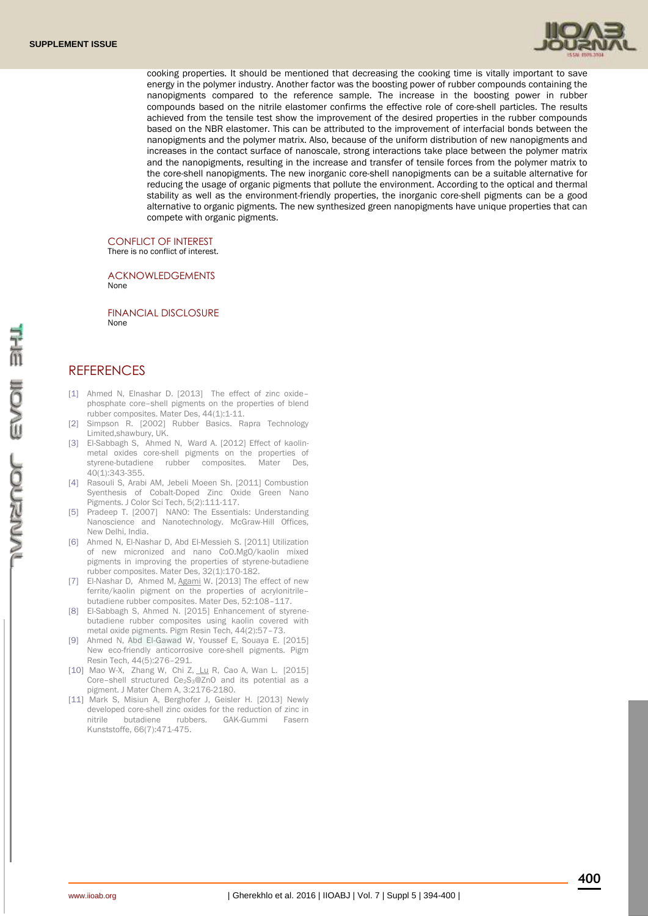cooking properties. It should be mentioned that decreasing the cooking time is vitally important to save energy in the polymer industry. Another factor was the boosting power of rubber compounds containing the nanopigments compared to the reference sample. The increase in the boosting power in rubber compounds based on the nitrile elastomer confirms the effective role of core-shell particles. The results achieved from the tensile test show the improvement of the desired properties in the rubber compounds based on the NBR elastomer. This can be attributed to the improvement of interfacial bonds between the nanopigments and the polymer matrix. Also, because of the uniform distribution of new nanopigments and increases in the contact surface of nanoscale, strong interactions take place between the polymer matrix and the nanopigments, resulting in the increase and transfer of tensile forces from the polymer matrix to the core-shell nanopigments. The new inorganic core-shell nanopigments can be a suitable alternative for reducing the usage of organic pigments that pollute the environment. According to the optical and thermal stability as well as the environment-friendly properties, the inorganic core-shell pigments can be a good alternative to organic pigments. The new synthesized green nanopigments have unique properties that can compete with organic pigments.

## CONFLICT OF INTEREST

There is no conflict of interest.

## ACKNOWLEDGEMENTS

None

## FINANCIAL DISCLOSURE

None

## REFERENCES

[1] Ahmed N, Elnashar D. [2013] The effect of zinc oxide–phosphate core–shell pigments on the properties of blend rubber composites. Mater Des, 44(1):1-11.

[2] Simpson R. [2002] Rubber Basics. Rapra Technology Limited,shawbury, UK.

[3] El-Sabbagh S, Ahmed N, Ward A. [2012] Effect of kaolin-metal oxides core-shell pigments on the properties of styrene-butadiene rubber composites. Mater Des, 40(1):343-355.

[4] Rasouli S, Arabi AM, Jebeli Moeen Sh. [2011] Combustion Synthesis of Cobalt-Doped Zinc Oxide Green Nano Pigments. J Color Sci Tech, 5(2):111-117.

[5] Pradeep T. [2007] NANO: The Essentials: Understanding Nanoscience and Nanotechnology. McGraw-Hill Offices, New Delhi, India.

[6] Ahmed N, El-Nashar D, Abd El-Messieh S. [2011] Utilization of new micronized and nano CoO.MgO/kaolin mixed pigments in improving the properties of styrene-butadiene rubber composites. Mater Des, 32(1):170-182.

[7] El-Nashar D, Ahmed M, Agami W. [2013] The effect of new ferrite/kaolin pigment on the properties of acrylonitrile–butadiene rubber composites. Mater Des, 52:108–117.

[8] El-Sabbagh S, Ahmed N. [2015] Enhancement of styrene-butadiene rubber composites using kaolin covered with metal oxide pigments. Pigm Resin Tech, 44(2):57–73.

[9] Ahmed N, Abd El-Gawad W, Youssef E, Souaya E. [2015] New eco-friendly anticorrosive core-shell pigments. Pigm Resin Tech, 44(5):276–291.

[10] Mao W-X, Zhang W, Chi Z, Lu R, Cao A, Wan L. [2015] Core–shell structured $Ce_2S_3$@ZnO and its potential as a pigment. J Mater Chem A, 3:2176-2180.

[11] Mark S, Misiun A, Berghofer J, Geisler H. [2013] Newly developed core-shell zinc oxides for the reduction of zinc in nitrile butadiene rubbers. GAK-Gummi Fasern Kunststoffe, 66(7):471-475.